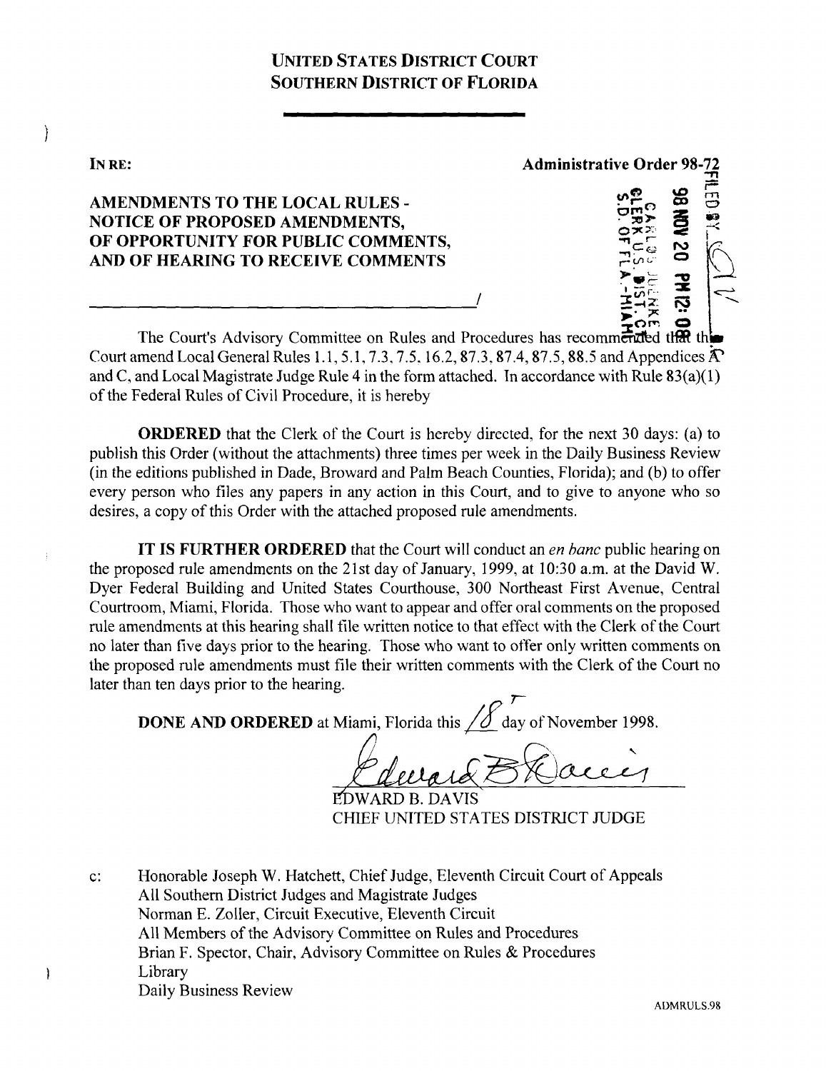# UNITED STATES DISTRICT COURT
# SOUTHERN DISTRICT OF FLORIDA

IN RE:

**Administrative Order 98-72**

**AMENDMENTS TO THE LOCAL RULES - NOTICE OF PROPOSED AMENDMENTS, OF OPPORTUNITY FOR PUBLIC COMMENTS, AND OF HEARING TO RECEIVE COMMENTS**

_______________________________________/

FILED BY ___ 98 NOV 20 PM 12:08 CLERK U.S. DIST. CT. S.D. OF FLA.-MIAMI

The Court's Advisory Committee on Rules and Procedures has recommended that the Court amend Local General Rules 1.1, 5.1, 7.3, 7.5, 16.2, 87.3, 87.4, 87.5, 88.5 and Appendices A and C, and Local Magistrate Judge Rule 4 in the form attached. In accordance with Rule 83(a)(1) of the Federal Rules of Civil Procedure, it is hereby

**ORDERED** that the Clerk of the Court is hereby directed, for the next 30 days: (a) to publish this Order (without the attachments) three times per week in the Daily Business Review (in the editions published in Dade, Broward and Palm Beach Counties, Florida); and (b) to offer every person who files any papers in any action in this Court, and to give to anyone who so desires, a copy of this Order with the attached proposed rule amendments.

**IT IS FURTHER ORDERED** that the Court will conduct an *en banc* public hearing on the proposed rule amendments on the 21st day of January, 1999, at 10:30 a.m. at the David W. Dyer Federal Building and United States Courthouse, 300 Northeast First Avenue, Central Courtroom, Miami, Florida. Those who want to appear and offer oral comments on the proposed rule amendments at this hearing shall file written notice to that effect with the Clerk of the Court no later than five days prior to the hearing. Those who want to offer only written comments on the proposed rule amendments must file their written comments with the Clerk of the Court no later than ten days prior to the hearing.

**DONE AND ORDERED** at Miami, Florida this 18 day of November 1998.

EDWARD B. DAVIS
CHIEF UNITED STATES DISTRICT JUDGE

c: Honorable Joseph W. Hatchett, Chief Judge, Eleventh Circuit Court of Appeals
All Southern District Judges and Magistrate Judges
Norman E. Zoller, Circuit Executive, Eleventh Circuit
All Members of the Advisory Committee on Rules and Procedures
Brian F. Spector, Chair, Advisory Committee on Rules & Procedures
Library
Daily Business Review

ADMRULS.98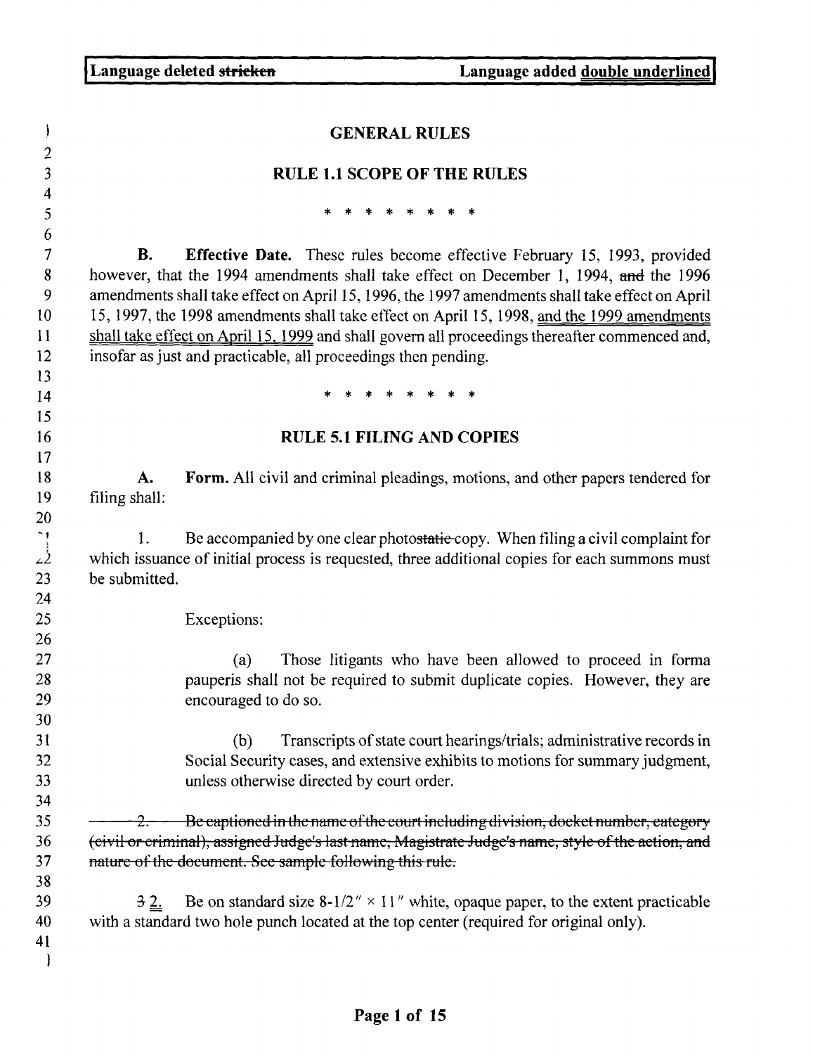Language deleted ~~stricken~~ Language added <u>double underlined</u>

## GENERAL RULES

## RULE 1.1 SCOPE OF THE RULES

\* \* \* \* \* \* \* \* \*

**B. Effective Date.** These rules become effective February 15, 1993, provided however, that the 1994 amendments shall take effect on December 1, 1994, ~~and~~ the 1996 amendments shall take effect on April 15, 1996, the 1997 amendments shall take effect on April 15, 1997, the 1998 amendments shall take effect on April 15, 1998, <u>and the 1999 amendments shall take effect on April 15, 1999</u> and shall govern all proceedings thereafter commenced and, insofar as just and practicable, all proceedings then pending.

\* \* \* \* \* \* \* \* \*

## RULE 5.1 FILING AND COPIES

**A. Form.** All civil and criminal pleadings, motions, and other papers tendered for filing shall:

1. Be accompanied by one clear photo~~static~~ copy. When filing a civil complaint for which issuance of initial process is requested, three additional copies for each summons must be submitted.

   Exceptions:

   (a) Those litigants who have been allowed to proceed in forma pauperis shall not be required to submit duplicate copies. However, they are encouraged to do so.

   (b) Transcripts of state court hearings/trials; administrative records in Social Security cases, and extensive exhibits to motions for summary judgment, unless otherwise directed by court order.

~~2. Be captioned in the name of the court including division, docket number, category (civil or criminal), assigned Judge's last name, Magistrate Judge's name, style of the action, and nature of the document. See sample following this rule.~~

~~3~~ <u>2.</u> Be on standard size 8-1/2" × 11" white, opaque paper, to the extent practicable with a standard two hole punch located at the top center (required for original only).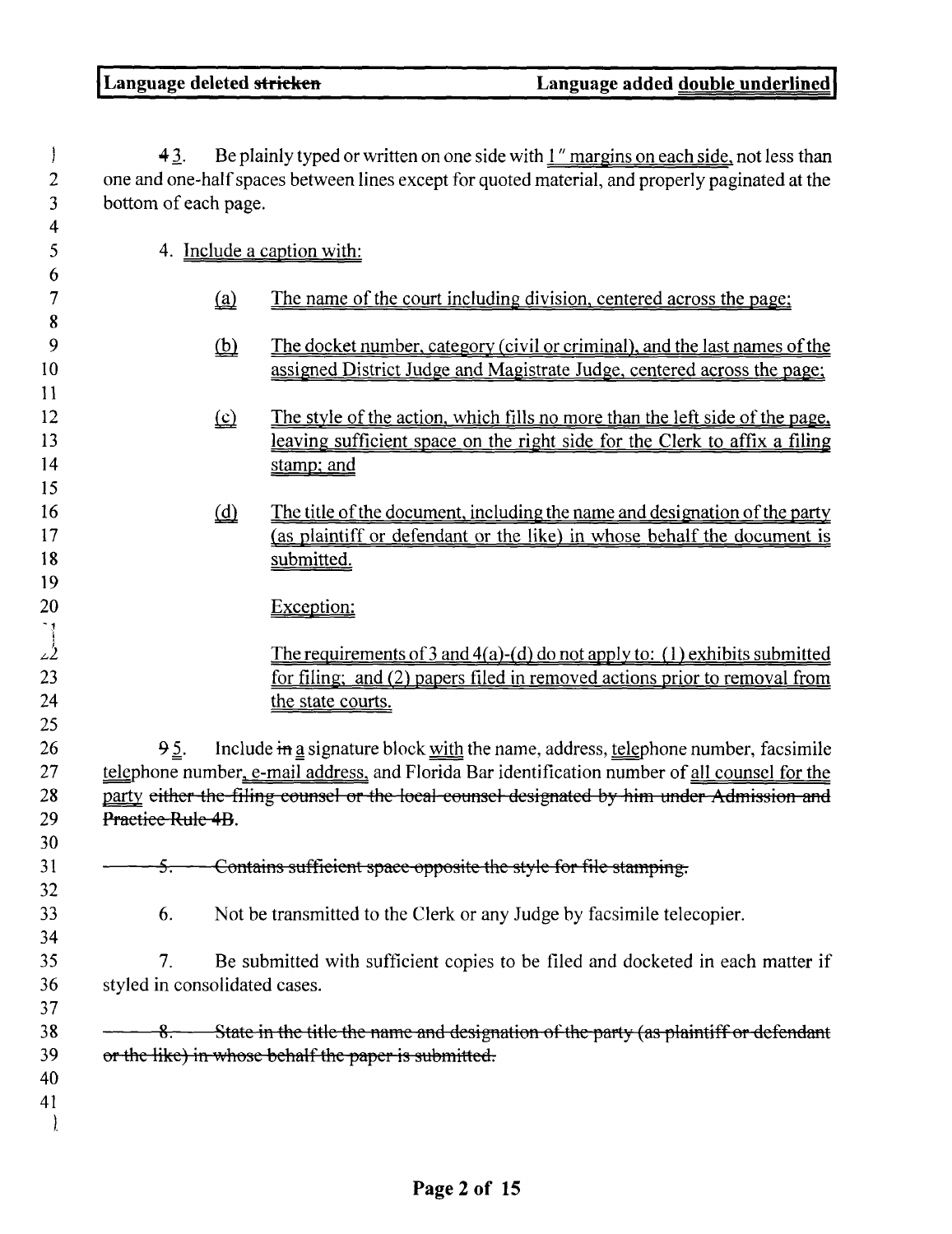| Language deleted ~~stricken~~ | Language added double underlined |
| --- | --- |

~~4~~ 3. Be plainly typed or written on one side with 1" margins on each side, not less than one and one-half spaces between lines except for quoted material, and properly paginated at the bottom of each page.

4. Include a caption with:

(a) The name of the court including division, centered across the page;

(b) The docket number, category (civil or criminal), and the last names of the assigned District Judge and Magistrate Judge, centered across the page;

(c) The style of the action, which fills no more than the left side of the page, leaving sufficient space on the right side for the Clerk to affix a filing stamp; and

(d) The title of the document, including the name and designation of the party (as plaintiff or defendant or the like) in whose behalf the document is submitted.

Exception:

The requirements of 3 and 4(a)-(d) do not apply to: (1) exhibits submitted for filing; and (2) papers filed in removed actions prior to removal from the state courts.

~~9~~ 5. Include ~~in~~ a signature block with the name, address, telephone number, facsimile telephone number, e-mail address, and Florida Bar identification number of all counsel for the party ~~either the filing counsel or the local counsel designated by him under Admission and Practice Rule 4B~~.

~~5. Contains sufficient space opposite the style for file stamping.~~

6. Not be transmitted to the Clerk or any Judge by facsimile telecopier.

7. Be submitted with sufficient copies to be filed and docketed in each matter if styled in consolidated cases.

~~8. State in the title the name and designation of the party (as plaintiff or defendant or the like) in whose behalf the paper is submitted.~~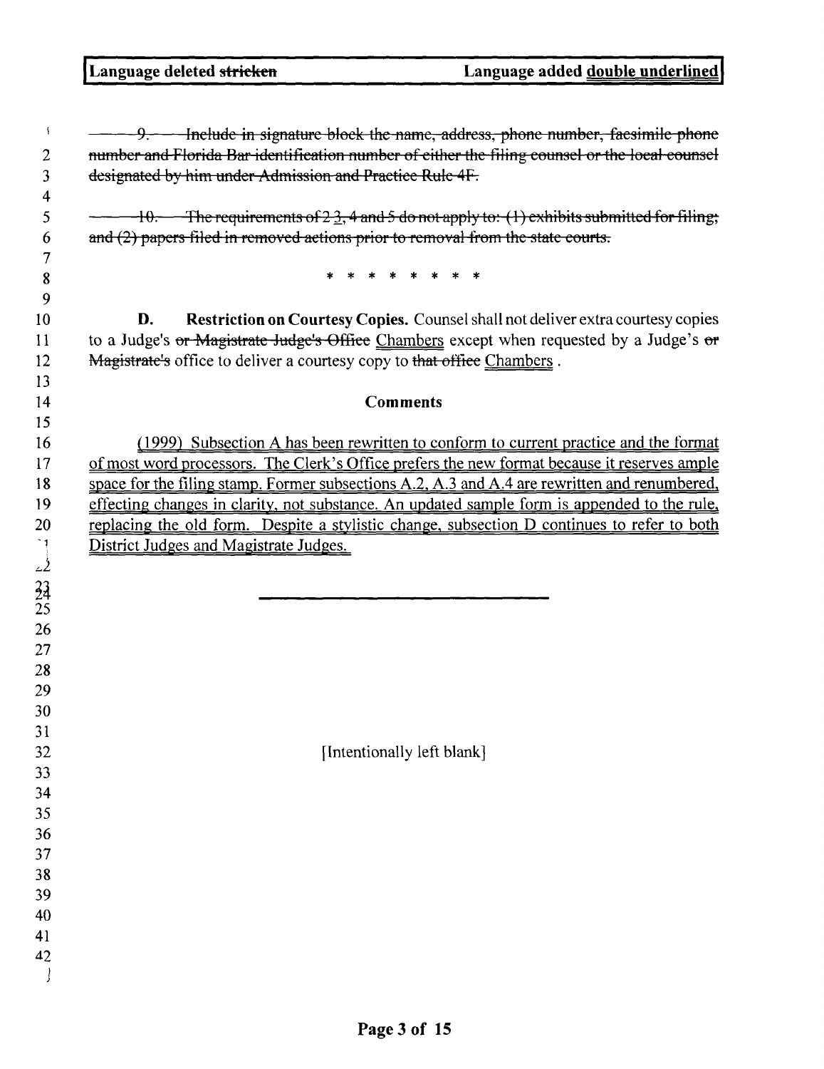**Language deleted ~~stricken~~** **Language added double underlined**

~~9. Include in signature block the name, address, phone number, facsimile phone number and Florida Bar identification number of either the filing counsel or the local counsel designated by him under Admission and Practice Rule 4F.~~

~~10. The requirements of 2~~ 3, ~~4 and 5 do not apply to: (1) exhibits submitted for filing; and (2) papers filed in removed actions prior to removal from the state courts.~~

\* \* \* \* \* \* \* \*

**D. Restriction on Courtesy Copies.** Counsel shall not deliver extra courtesy copies to a Judge's ~~or Magistrate Judge's Office~~ Chambers except when requested by a Judge's ~~or Magistrate's~~ office to deliver a courtesy copy to ~~that office~~ Chambers .

## Comments

(1999) Subsection A has been rewritten to conform to current practice and the format of most word processors. The Clerk's Office prefers the new format because it reserves ample space for the filing stamp. Former subsections A.2, A.3 and A.4 are rewritten and renumbered, effecting changes in clarity, not substance. An updated sample form is appended to the rule, replacing the old form. Despite a stylistic change, subsection D continues to refer to both District Judges and Magistrate Judges.

---

[Intentionally left blank]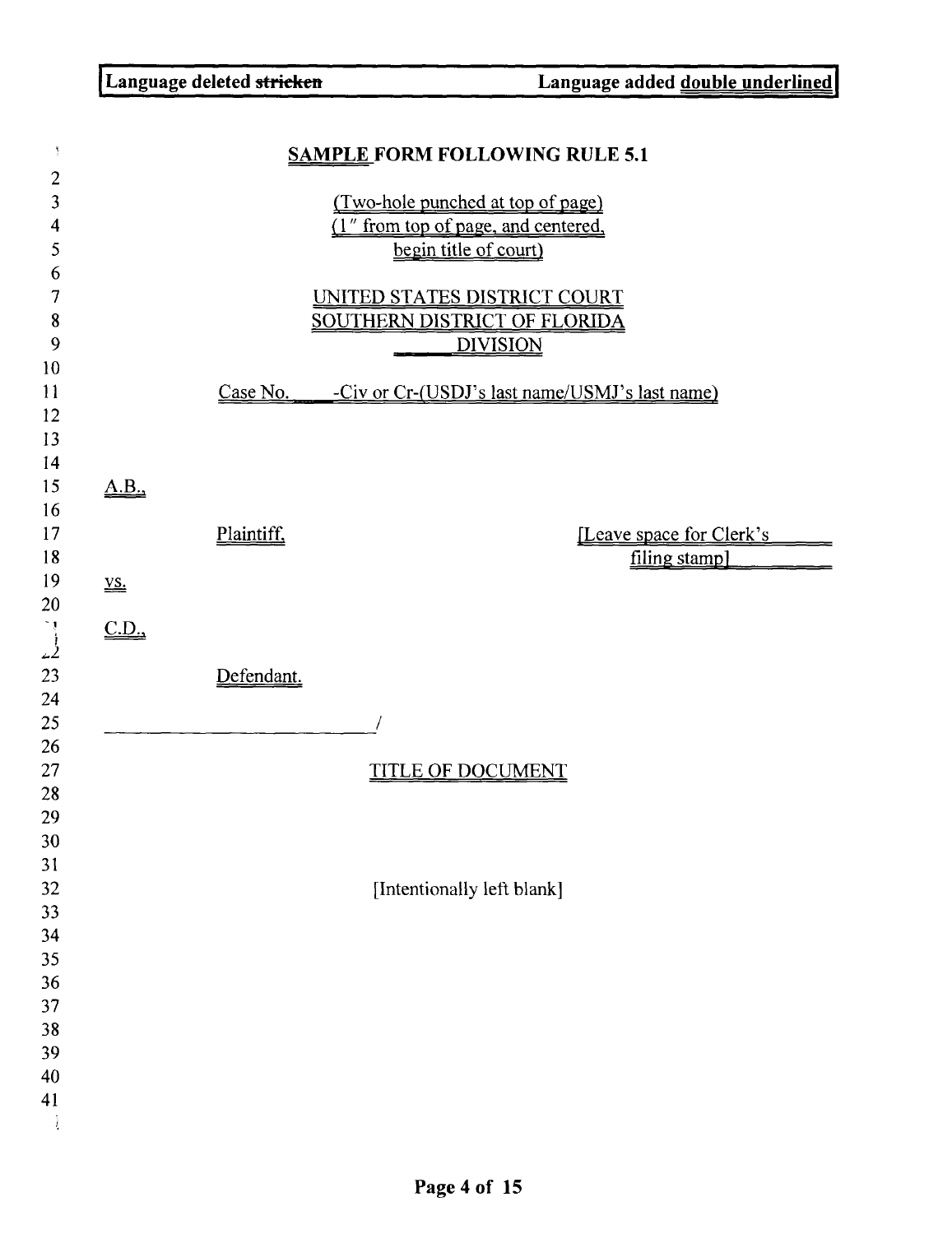Language deleted ~~stricken~~ Language added double underlined

**SAMPLE FORM FOLLOWING RULE 5.1**

(Two-hole punched at top of page)
(1″ from top of page, and centered, begin title of court)

UNITED STATES DISTRICT COURT
SOUTHERN DISTRICT OF FLORIDA
\_\_\_\_\_ DIVISION

Case No. \_\_\_\_ -Civ or Cr-(USDJ's last name/USMJ's last name)

A.B.,

Plaintiff, [Leave space for Clerk's filing stamp]

vs.

C.D.,

Defendant.

\_\_\_\_\_\_\_\_\_\_\_\_\_\_\_\_\_\_\_\_\_\_\_\_\_\_\_/

TITLE OF DOCUMENT

[Intentionally left blank]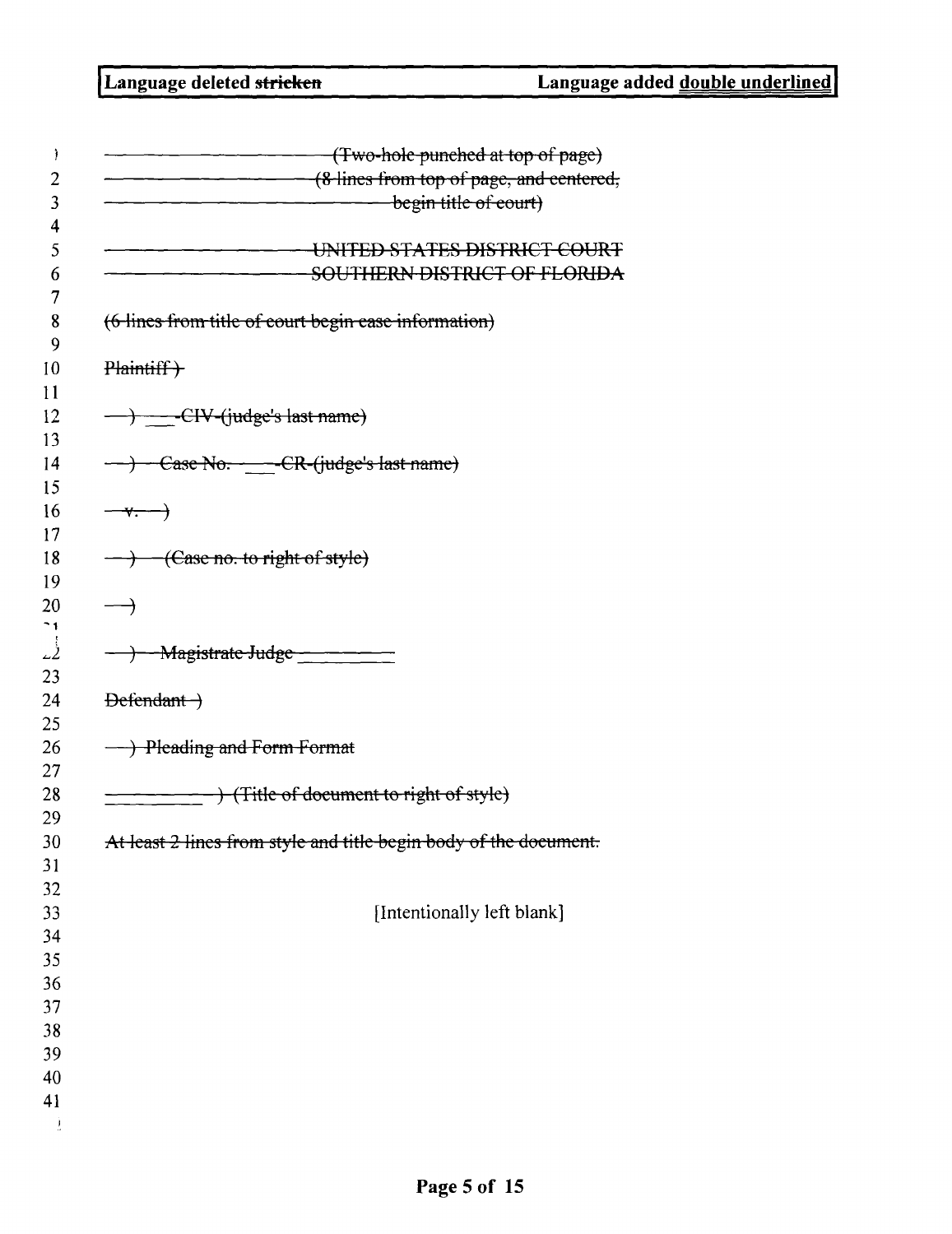**Language deleted ~~stricken~~** | **Language added double underlined**

~~(Two-hole punched at top of page)~~

~~(8 lines from top of page, and centered, begin title of court)~~

~~UNITED STATES DISTRICT COURT~~

~~SOUTHERN DISTRICT OF FLORIDA~~

~~(6 lines from title of court begin case information)~~

~~Plaintiff )~~

~~) \_\_\_-CIV-(judge's last name)~~

~~) Case No. \_\_\_-CR-(judge's last name)~~

~~v. )~~

~~) (Case no. to right of style)~~

~~)~~

~~) Magistrate Judge \_\_\_\_\_\_\_\_~~

~~Defendant )~~

~~) Pleading and Form Format~~

~~\_\_\_\_\_\_\_\_\_ ) (Title of document to right of style)~~

~~At least 2 lines from style and title begin body of the document.~~

[Intentionally left blank]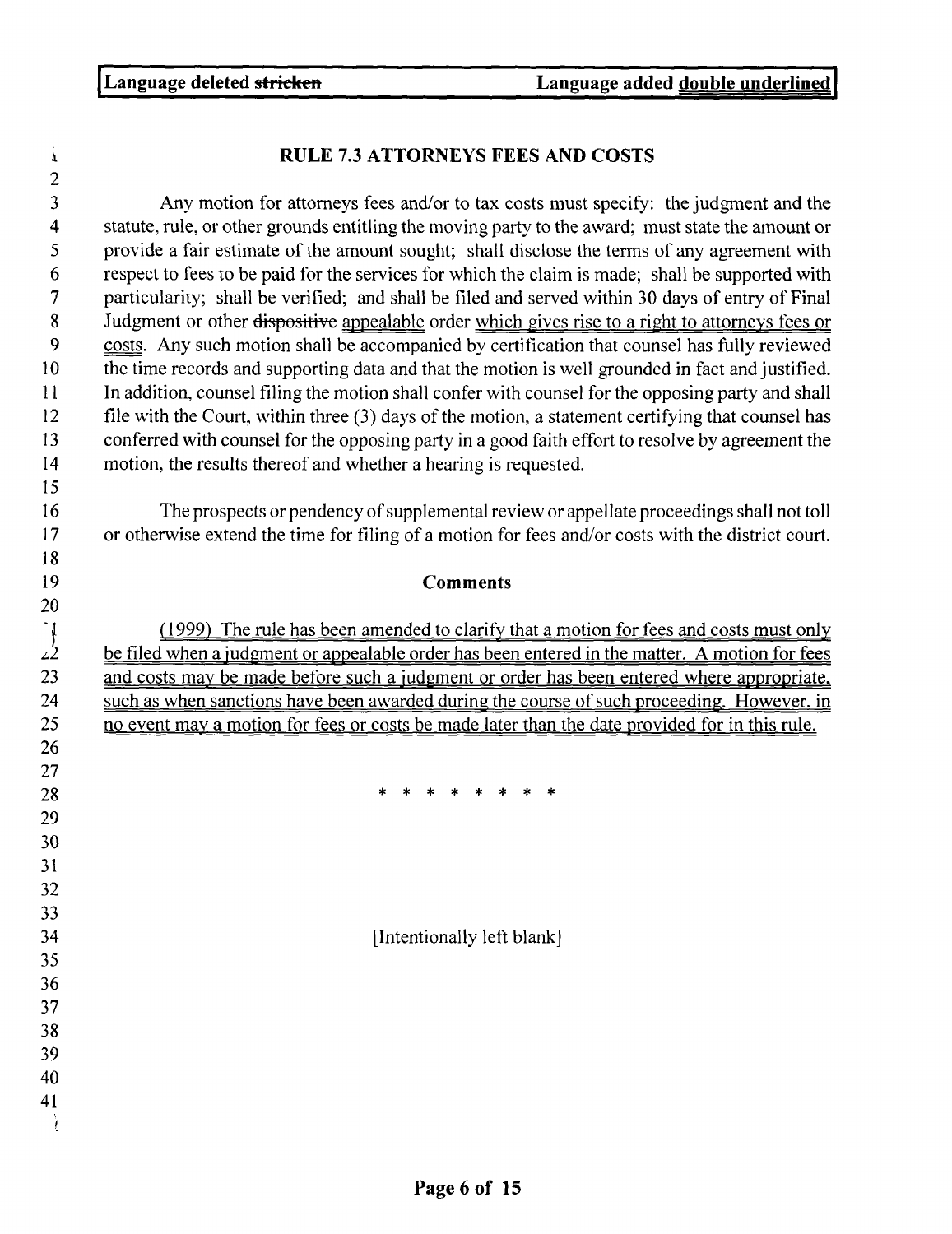Language deleted ~~stricken~~ Language added <u>double underlined</u>

## RULE 7.3 ATTORNEYS FEES AND COSTS

Any motion for attorneys fees and/or to tax costs must specify: the judgment and the statute, rule, or other grounds entitling the moving party to the award; must state the amount or provide a fair estimate of the amount sought; shall disclose the terms of any agreement with respect to fees to be paid for the services for which the claim is made; shall be supported with particularity; shall be verified; and shall be filed and served within 30 days of entry of Final Judgment or other ~~dispositive~~ <u>appealable</u> order <u>which gives rise to a right to attorneys fees or costs</u>. Any such motion shall be accompanied by certification that counsel has fully reviewed the time records and supporting data and that the motion is well grounded in fact and justified. In addition, counsel filing the motion shall confer with counsel for the opposing party and shall file with the Court, within three (3) days of the motion, a statement certifying that counsel has conferred with counsel for the opposing party in a good faith effort to resolve by agreement the motion, the results thereof and whether a hearing is requested.

The prospects or pendency of supplemental review or appellate proceedings shall not toll or otherwise extend the time for filing of a motion for fees and/or costs with the district court.

### Comments

<u>(1999) The rule has been amended to clarify that a motion for fees and costs must only be filed when a judgment or appealable order has been entered in the matter. A motion for fees and costs may be made before such a judgment or order has been entered where appropriate, such as when sanctions have been awarded during the course of such proceeding. However, in no event may a motion for fees or costs be made later than the date provided for in this rule.</u>

\* \* \* \* \* \* \* \* \*

[Intentionally left blank]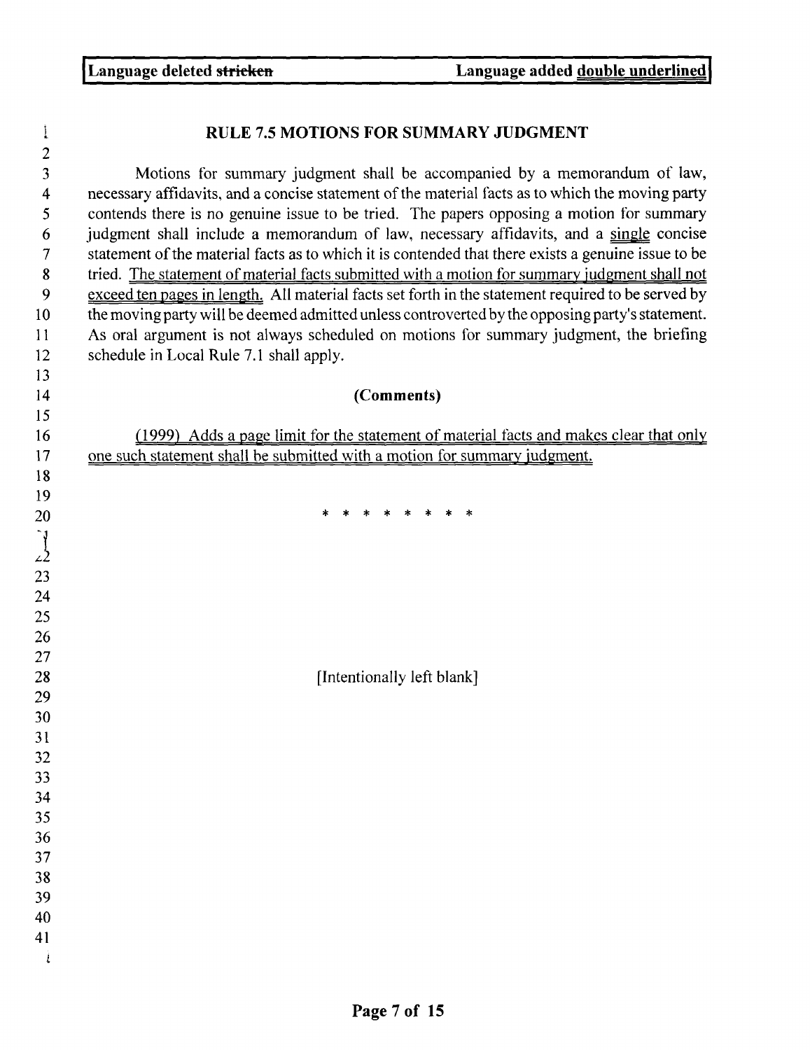**Language deleted ~~stricken~~ Language added <u>double underlined</u>**

## RULE 7.5 MOTIONS FOR SUMMARY JUDGMENT

Motions for summary judgment shall be accompanied by a memorandum of law, necessary affidavits, and a concise statement of the material facts as to which the moving party contends there is no genuine issue to be tried. The papers opposing a motion for summary judgment shall include a memorandum of law, necessary affidavits, and a <u>single</u> concise statement of the material facts as to which it is contended that there exists a genuine issue to be tried. <u>The statement of material facts submitted with a motion for summary judgment shall not exceed ten pages in length.</u> All material facts set forth in the statement required to be served by the moving party will be deemed admitted unless controverted by the opposing party's statement. As oral argument is not always scheduled on motions for summary judgment, the briefing schedule in Local Rule 7.1 shall apply.

### (Comments)

<u>(1999) Adds a page limit for the statement of material facts and makes clear that only one such statement shall be submitted with a motion for summary judgment.</u>

\* \* \* \* \* \* \* \* \*

[Intentionally left blank]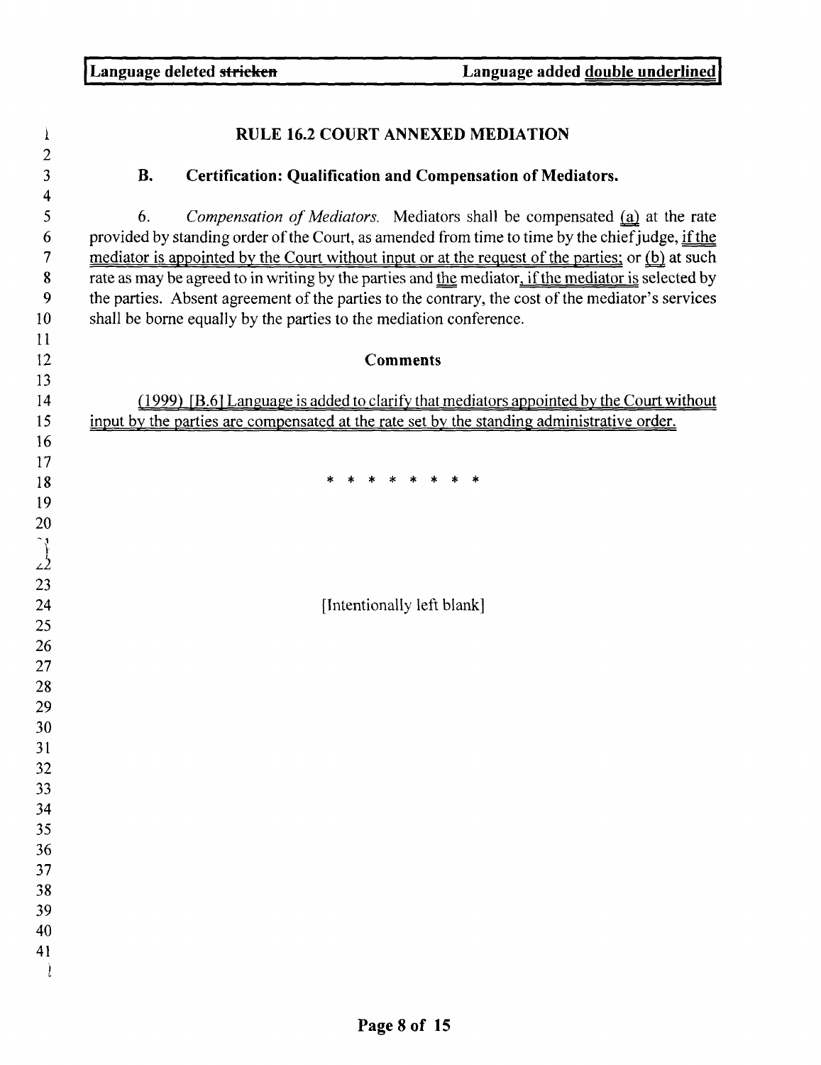Language deleted ~~stricken~~ Language added <u>double underlined</u>

# RULE 16.2 COURT ANNEXED MEDIATION

## B. Certification: Qualification and Compensation of Mediators.

6. *Compensation of Mediators.* Mediators shall be compensated <u>(a)</u> at the rate provided by standing order of the Court, as amended from time to time by the chief judge, <u>if the mediator is appointed by the Court without input or at the request of the parties;</u> or <u>(b)</u> at such rate as may be agreed to in writing by the parties and <u>the</u> mediator<u>, if the mediator is</u> selected by the parties. Absent agreement of the parties to the contrary, the cost of the mediator's services shall be borne equally by the parties to the mediation conference.

### Comments

<u>(1999) [B.6] Language is added to clarify that mediators appointed by the Court without input by the parties are compensated at the rate set by the standing administrative order.</u>

\* \* \* \* \* \* \* \* \*

[Intentionally left blank]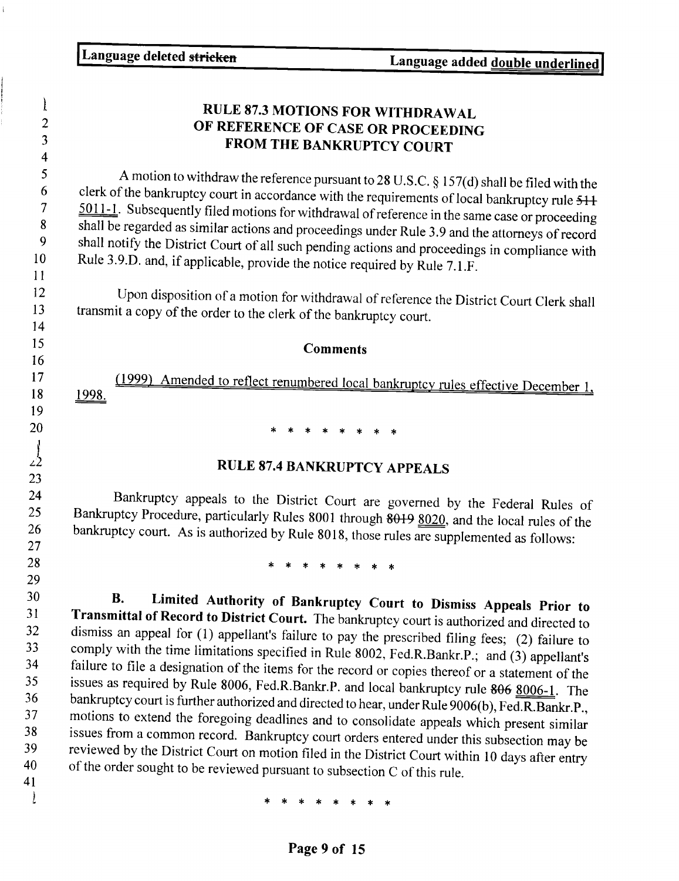Language deleted ~~stricken~~ | Language added <u>double underlined</u>

## RULE 87.3 MOTIONS FOR WITHDRAWAL OF REFERENCE OF CASE OR PROCEEDING FROM THE BANKRUPTCY COURT

A motion to withdraw the reference pursuant to 28 U.S.C. § 157(d) shall be filed with the clerk of the bankruptcy court in accordance with the requirements of local bankruptcy rule ~~511~~ <u>5011-1</u>. Subsequently filed motions for withdrawal of reference in the same case or proceeding shall be regarded as similar actions and proceedings under Rule 3.9 and the attorneys of record shall notify the District Court of all such pending actions and proceedings in compliance with Rule 3.9.D. and, if applicable, provide the notice required by Rule 7.1.F.

Upon disposition of a motion for withdrawal of reference the District Court Clerk shall transmit a copy of the order to the clerk of the bankruptcy court.

### Comments

<u>(1999) Amended to reflect renumbered local bankruptcy rules effective December 1, 1998.</u>

\* \* \* \* \* \* \* \*

## RULE 87.4 BANKRUPTCY APPEALS

Bankruptcy appeals to the District Court are governed by the Federal Rules of Bankruptcy Procedure, particularly Rules 8001 through ~~8019~~ <u>8020</u>, and the local rules of the bankruptcy court. As is authorized by Rule 8018, those rules are supplemented as follows:

\* \* \* \* \* \* \* \*

**B. Limited Authority of Bankruptcy Court to Dismiss Appeals Prior to Transmittal of Record to District Court.** The bankruptcy court is authorized and directed to dismiss an appeal for (1) appellant's failure to pay the prescribed filing fees; (2) failure to comply with the time limitations specified in Rule 8002, Fed.R.Bankr.P.; and (3) appellant's failure to file a designation of the items for the record or copies thereof or a statement of the issues as required by Rule 8006, Fed.R.Bankr.P. and local bankruptcy rule ~~806~~ <u>8006-1</u>. The bankruptcy court is further authorized and directed to hear, under Rule 9006(b), Fed.R.Bankr.P., motions to extend the foregoing deadlines and to consolidate appeals which present similar issues from a common record. Bankruptcy court orders entered under this subsection may be reviewed by the District Court on motion filed in the District Court within 10 days after entry of the order sought to be reviewed pursuant to subsection C of this rule.

\* \* \* \* \* \* \* \*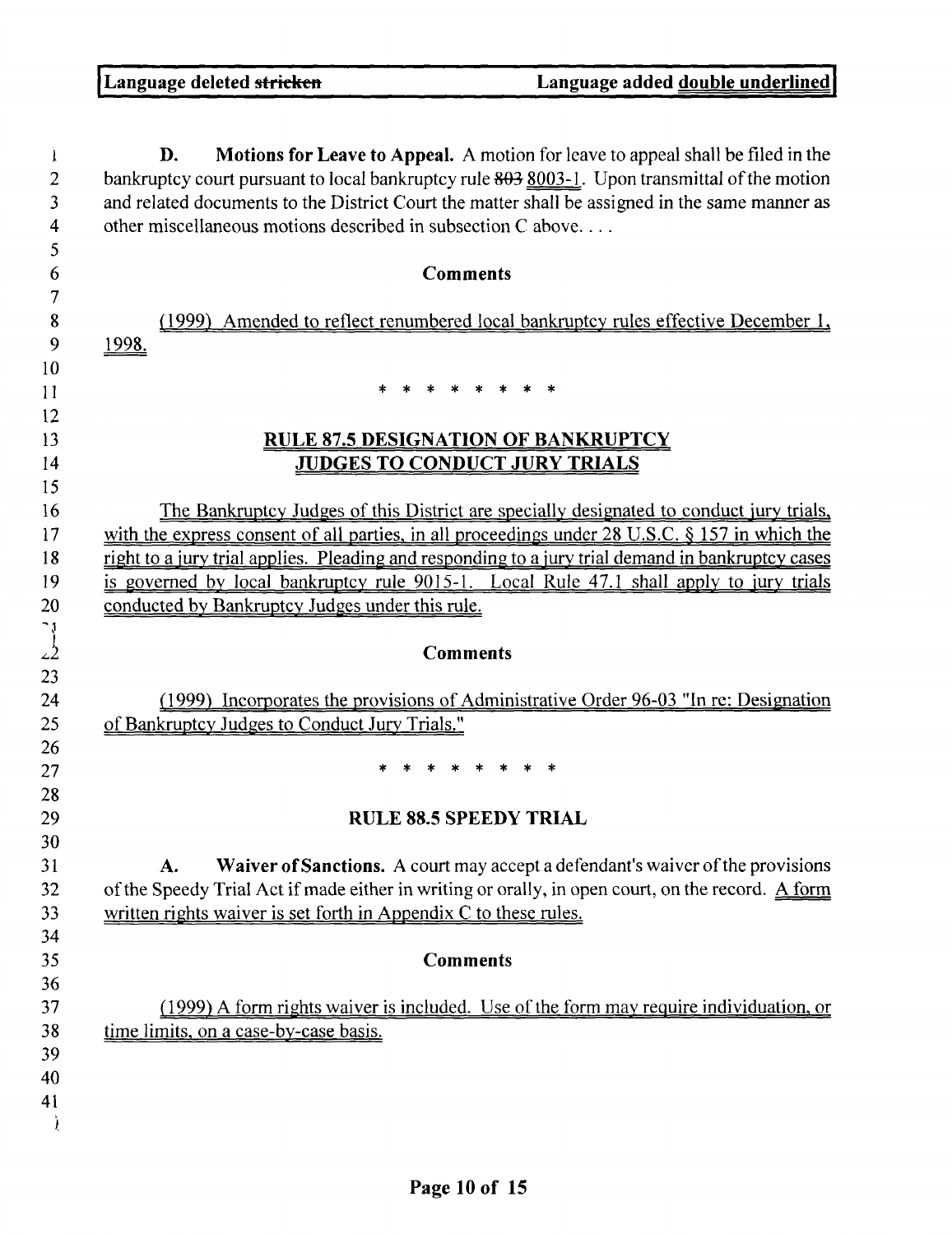Language deleted ~~stricken~~ Language added double underlined

**D. Motions for Leave to Appeal.** A motion for leave to appeal shall be filed in the bankruptcy court pursuant to local bankruptcy rule ~~803~~ 8003-1. Upon transmittal of the motion and related documents to the District Court the matter shall be assigned in the same manner as other miscellaneous motions described in subsection C above. . . .

**Comments**

(1999) Amended to reflect renumbered local bankruptcy rules effective December 1, 1998.

\* \* \* \* \* \* \* \*

## RULE 87.5 DESIGNATION OF BANKRUPTCY JUDGES TO CONDUCT JURY TRIALS

The Bankruptcy Judges of this District are specially designated to conduct jury trials, with the express consent of all parties, in all proceedings under 28 U.S.C. § 157 in which the right to a jury trial applies. Pleading and responding to a jury trial demand in bankruptcy cases is governed by local bankruptcy rule 9015-1. Local Rule 47.1 shall apply to jury trials conducted by Bankruptcy Judges under this rule.

**Comments**

(1999) Incorporates the provisions of Administrative Order 96-03 "In re: Designation of Bankruptcy Judges to Conduct Jury Trials."

\* \* \* \* \* \* \* \*

## RULE 88.5 SPEEDY TRIAL

**A. Waiver of Sanctions.** A court may accept a defendant's waiver of the provisions of the Speedy Trial Act if made either in writing or orally, in open court, on the record. A form written rights waiver is set forth in Appendix C to these rules.

**Comments**

(1999) A form rights waiver is included. Use of the form may require individuation, or time limits, on a case-by-case basis.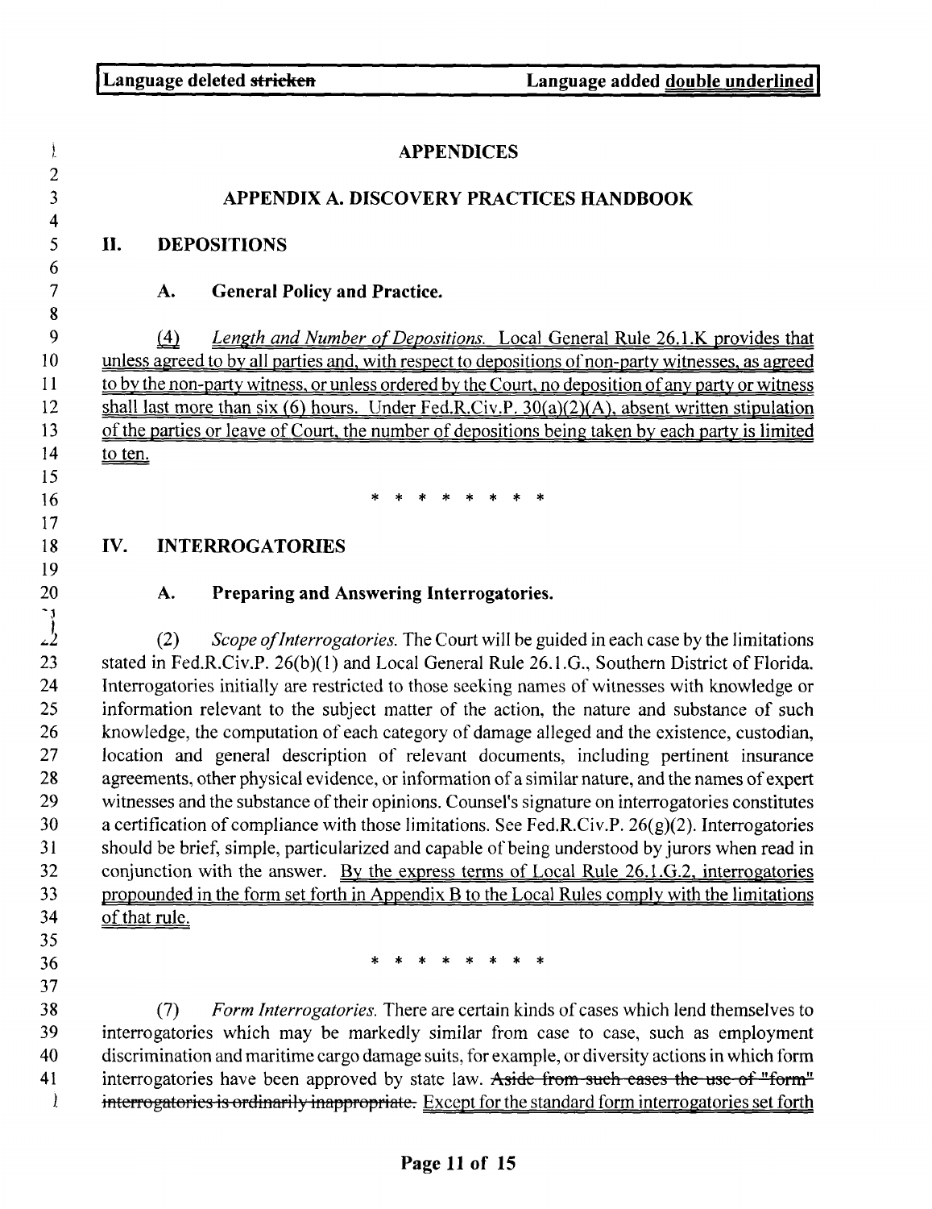Language deleted ~~stricken~~ Language added <u>double underlined</u>

# APPENDICES

## APPENDIX A. DISCOVERY PRACTICES HANDBOOK

### II. DEPOSITIONS

#### A. General Policy and Practice.

<u>(4) *Length and Number of Depositions.* Local General Rule 26.1.K provides that unless agreed to by all parties and, with respect to depositions of non-party witnesses, as agreed to by the non-party witness, or unless ordered by the Court, no deposition of any party or witness shall last more than six (6) hours. Under Fed.R.Civ.P. 30(a)(2)(A), absent written stipulation of the parties or leave of Court, the number of depositions being taken by each party is limited to ten.</u>

\* \* \* \* \* \* \* \*

### IV. INTERROGATORIES

#### A. Preparing and Answering Interrogatories.

(2) *Scope of Interrogatories.* The Court will be guided in each case by the limitations stated in Fed.R.Civ.P. 26(b)(1) and Local General Rule 26.1.G., Southern District of Florida. Interrogatories initially are restricted to those seeking names of witnesses with knowledge or information relevant to the subject matter of the action, the nature and substance of such knowledge, the computation of each category of damage alleged and the existence, custodian, location and general description of relevant documents, including pertinent insurance agreements, other physical evidence, or information of a similar nature, and the names of expert witnesses and the substance of their opinions. Counsel's signature on interrogatories constitutes a certification of compliance with those limitations. See Fed.R.Civ.P. 26(g)(2). Interrogatories should be brief, simple, particularized and capable of being understood by jurors when read in conjunction with the answer. <u>By the express terms of Local Rule 26.1.G.2, interrogatories propounded in the form set forth in Appendix B to the Local Rules comply with the limitations of that rule.</u>

\* \* \* \* \* \* \* \*

(7) *Form Interrogatories.* There are certain kinds of cases which lend themselves to interrogatories which may be markedly similar from case to case, such as employment discrimination and maritime cargo damage suits, for example, or diversity actions in which form interrogatories have been approved by state law. ~~Aside from such cases the use of "form" interrogatories is ordinarily inappropriate.~~ <u>Except for the standard form interrogatories set forth</u>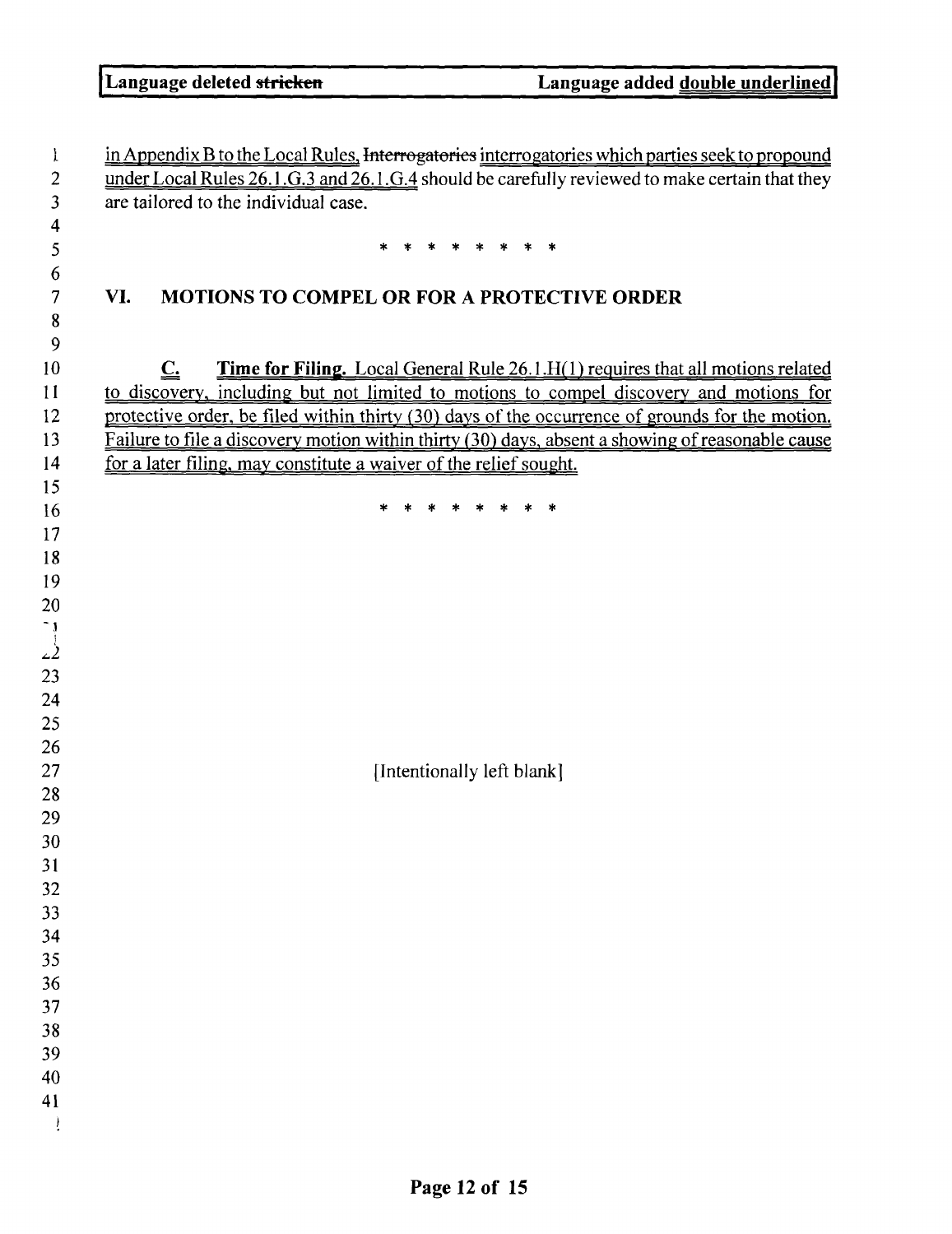in Appendix B to the Local Rules. ~~Interrogatories~~ <u>interrogatories which parties seek to propound under Local Rules 26.1.G.3 and 26.1.G.4</u> should be carefully reviewed to make certain that they are tailored to the individual case.

\* \* \* \* \* \* \* \*

## VI. MOTIONS TO COMPEL OR FOR A PROTECTIVE ORDER

<u>**C.** **Time for Filing.** Local General Rule 26.1.H(1) requires that all motions related to discovery, including but not limited to motions to compel discovery and motions for protective order, be filed within thirty (30) days of the occurrence of grounds for the motion. Failure to file a discovery motion within thirty (30) days, absent a showing of reasonable cause for a later filing, may constitute a waiver of the relief sought.</u>

\* \* \* \* \* \* \* \*

[Intentionally left blank]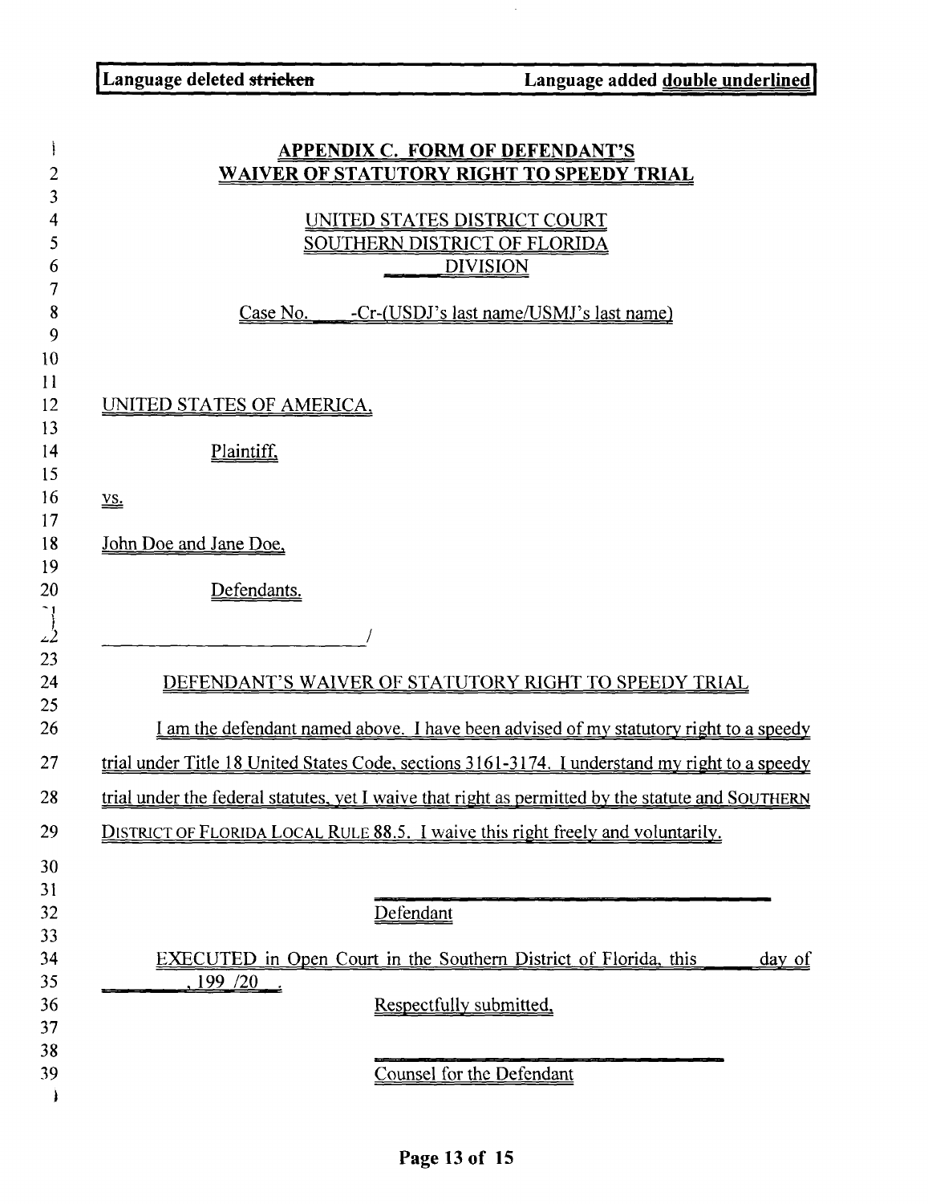Language deleted ~~stricken~~ Language added double underlined

## APPENDIX C. FORM OF DEFENDANT'S WAIVER OF STATUTORY RIGHT TO SPEEDY TRIAL

UNITED STATES DISTRICT COURT
SOUTHERN DISTRICT OF FLORIDA
_____ DIVISION

Case No. ____-Cr-(USDJ's last name/USMJ's last name)

UNITED STATES OF AMERICA,

Plaintiff,

vs.

John Doe and Jane Doe,

Defendants.

_____________________________/

DEFENDANT'S WAIVER OF STATUTORY RIGHT TO SPEEDY TRIAL

I am the defendant named above. I have been advised of my statutory right to a speedy trial under Title 18 United States Code, sections 3161-3174. I understand my right to a speedy trial under the federal statutes, yet I waive that right as permitted by the statute and SOUTHERN DISTRICT OF FLORIDA LOCAL RULE 88.5. I waive this right freely and voluntarily.

_________________________________
Defendant

EXECUTED in Open Court in the Southern District of Florida, this _____ day of ________, 199 /20 __.

Respectfully submitted,

_________________________________
Counsel for the Defendant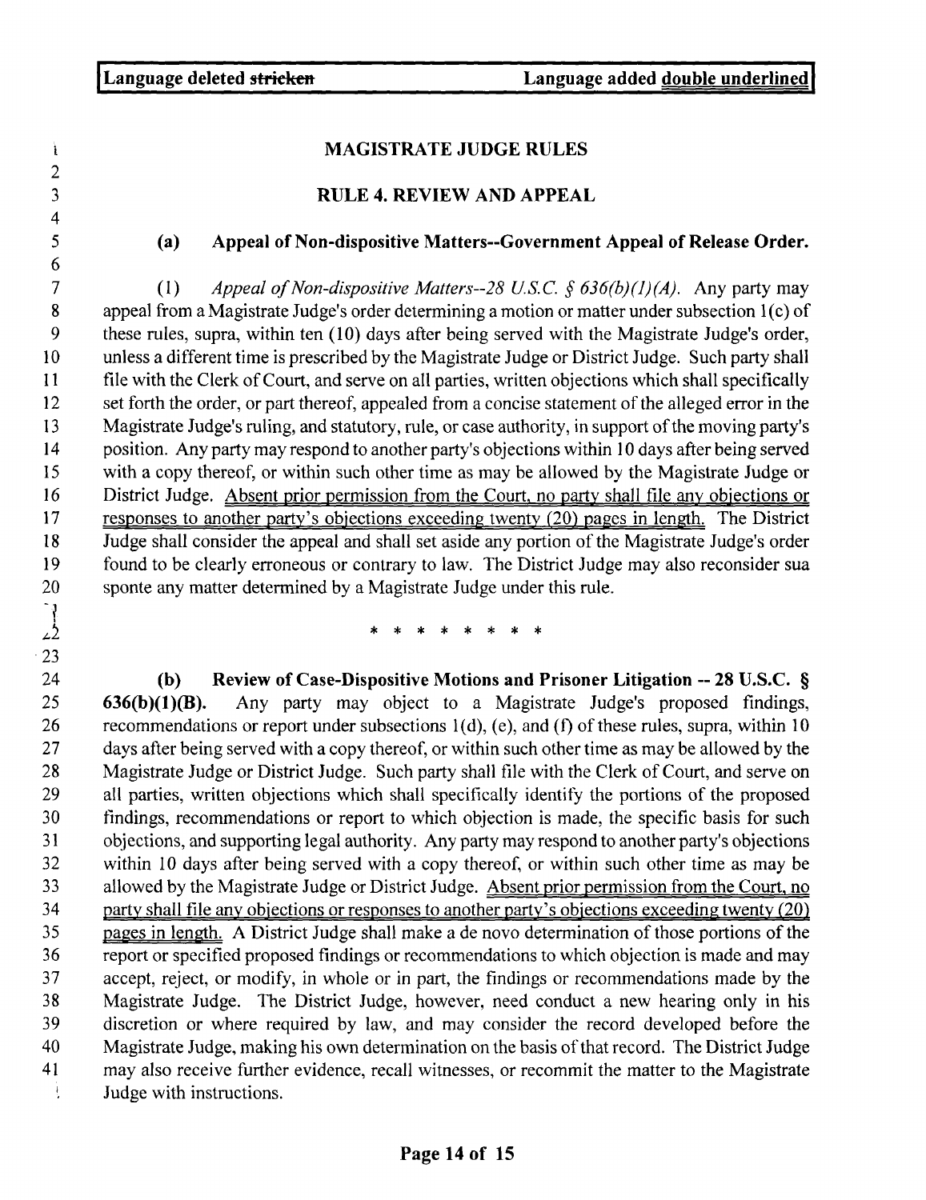Language deleted ~~stricken~~ Language added double underlined

## MAGISTRATE JUDGE RULES

## RULE 4. REVIEW AND APPEAL

### (a) Appeal of Non-dispositive Matters--Government Appeal of Release Order.

(1) *Appeal of Non-dispositive Matters--28 U.S.C. § 636(b)(1)(A).* Any party may appeal from a Magistrate Judge's order determining a motion or matter under subsection 1(c) of these rules, supra, within ten (10) days after being served with the Magistrate Judge's order, unless a different time is prescribed by the Magistrate Judge or District Judge. Such party shall file with the Clerk of Court, and serve on all parties, written objections which shall specifically set forth the order, or part thereof, appealed from a concise statement of the alleged error in the Magistrate Judge's ruling, and statutory, rule, or case authority, in support of the moving party's position. Any party may respond to another party's objections within 10 days after being served with a copy thereof, or within such other time as may be allowed by the Magistrate Judge or District Judge. <u>Absent prior permission from the Court, no party shall file any objections or responses to another party's objections exceeding twenty (20) pages in length.</u> The District Judge shall consider the appeal and shall set aside any portion of the Magistrate Judge's order found to be clearly erroneous or contrary to law. The District Judge may also reconsider sua sponte any matter determined by a Magistrate Judge under this rule.

\* \* \* \* \* \* \* \* \*

**(b) Review of Case-Dispositive Motions and Prisoner Litigation -- 28 U.S.C. § 636(b)(1)(B).** Any party may object to a Magistrate Judge's proposed findings, recommendations or report under subsections 1(d), (e), and (f) of these rules, supra, within 10 days after being served with a copy thereof, or within such other time as may be allowed by the Magistrate Judge or District Judge. Such party shall file with the Clerk of Court, and serve on all parties, written objections which shall specifically identify the portions of the proposed findings, recommendations or report to which objection is made, the specific basis for such objections, and supporting legal authority. Any party may respond to another party's objections within 10 days after being served with a copy thereof, or within such other time as may be allowed by the Magistrate Judge or District Judge. <u>Absent prior permission from the Court, no party shall file any objections or responses to another party's objections exceeding twenty (20) pages in length.</u> A District Judge shall make a de novo determination of those portions of the report or specified proposed findings or recommendations to which objection is made and may accept, reject, or modify, in whole or in part, the findings or recommendations made by the Magistrate Judge. The District Judge, however, need conduct a new hearing only in his discretion or where required by law, and may consider the record developed before the Magistrate Judge, making his own determination on the basis of that record. The District Judge may also receive further evidence, recall witnesses, or recommit the matter to the Magistrate Judge with instructions.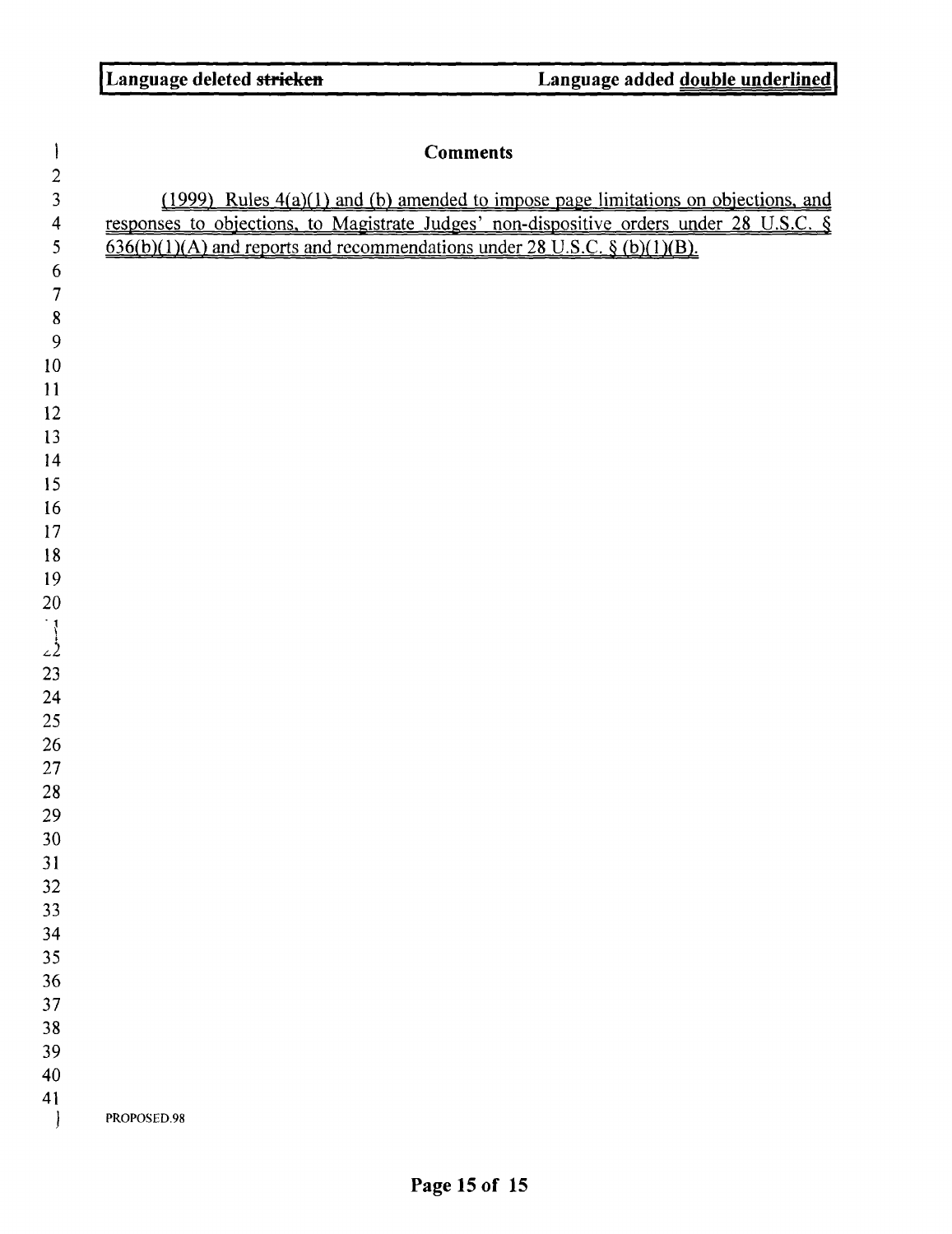Language deleted ~~stricken~~ Language added double underlined

## Comments

(1999) Rules 4(a)(1) and (b) amended to impose page limitations on objections, and responses to objections, to Magistrate Judges' non-dispositive orders under 28 U.S.C. § 636(b)(1)(A) and reports and recommendations under 28 U.S.C. § (b)(1)(B).

PROPOSED.98